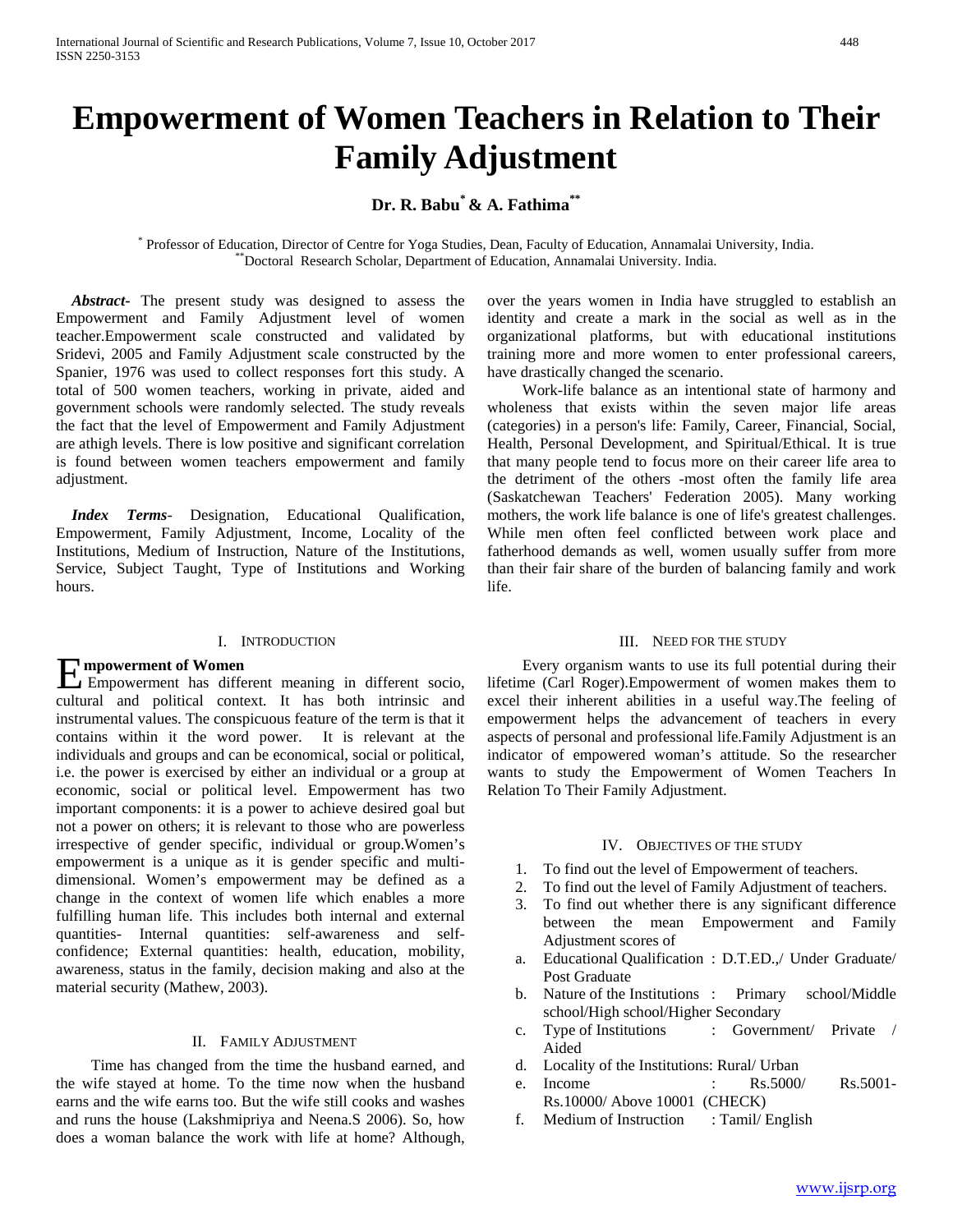# Empowerment of Women Teachers in Relation to Their Family Adjustment

**Dr. R. Babu[*] & A. Fathima[**]**

[*] Professor of Education, Director of Centre for Yoga Studies, Dean, Faculty of Education, Annamalai University, India.
[**]Doctoral Research Scholar, Department of Education, Annamalai University. India.

***Abstract-*** The present study was designed to assess the Empowerment and Family Adjustment level of women teacher.Empowerment scale constructed and validated by Sridevi, 2005 and Family Adjustment scale constructed by the Spanier, 1976 was used to collect responses fort this study. A total of 500 women teachers, working in private, aided and government schools were randomly selected. The study reveals the fact that the level of Empowerment and Family Adjustment are athigh levels. There is low positive and significant correlation is found between women teachers empowerment and family adjustment.

***Index Terms-*** Designation, Educational Qualification, Empowerment, Family Adjustment, Income, Locality of the Institutions, Medium of Instruction, Nature of the Institutions, Service, Subject Taught, Type of Institutions and Working hours.

## I. Introduction

**Empowerment of Women**

Empowerment has different meaning in different socio, cultural and political context. It has both intrinsic and instrumental values. The conspicuous feature of the term is that it contains within it the word power. It is relevant at the individuals and groups and can be economical, social or political, i.e. the power is exercised by either an individual or a group at economic, social or political level. Empowerment has two important components: it is a power to achieve desired goal but not a power on others; it is relevant to those who are powerless irrespective of gender specific, individual or group.Women's empowerment is a unique as it is gender specific and multi-dimensional. Women's empowerment may be defined as a change in the context of women life which enables a more fulfilling human life. This includes both internal and external quantities- Internal quantities: self-awareness and self-confidence; External quantities: health, education, mobility, awareness, status in the family, decision making and also at the material security (Mathew, 2003).

## II. Family Adjustment

Time has changed from the time the husband earned, and the wife stayed at home. To the time now when the husband earns and the wife earns too. But the wife still cooks and washes and runs the house (Lakshmipriya and Neena.S 2006). So, how does a woman balance the work with life at home? Although, over the years women in India have struggled to establish an identity and create a mark in the social as well as in the organizational platforms, but with educational institutions training more and more women to enter professional careers, have drastically changed the scenario.

Work-life balance as an intentional state of harmony and wholeness that exists within the seven major life areas (categories) in a person's life: Family, Career, Financial, Social, Health, Personal Development, and Spiritual/Ethical. It is true that many people tend to focus more on their career life area to the detriment of the others -most often the family life area (Saskatchewan Teachers' Federation 2005). Many working mothers, the work life balance is one of life's greatest challenges. While men often feel conflicted between work place and fatherhood demands as well, women usually suffer from more than their fair share of the burden of balancing family and work life.

## III. Need for the Study

Every organism wants to use its full potential during their lifetime (Carl Roger).Empowerment of women makes them to excel their inherent abilities in a useful way.The feeling of empowerment helps the advancement of teachers in every aspects of personal and professional life.Family Adjustment is an indicator of empowered woman's attitude. So the researcher wants to study the Empowerment of Women Teachers In Relation To Their Family Adjustment.

## IV. Objectives of the Study

1. To find out the level of Empowerment of teachers.
2. To find out the level of Family Adjustment of teachers.
3. To find out whether there is any significant difference between the mean Empowerment and Family Adjustment scores of
   a. Educational Qualification : D.T.ED.,/ Under Graduate/ Post Graduate
   b. Nature of the Institutions : Primary school/Middle school/High school/Higher Secondary
   c. Type of Institutions : Government/ Private / Aided
   d. Locality of the Institutions: Rural/ Urban
   e. Income : Rs.5000/ Rs.5001-Rs.10000/ Above 10001 (CHECK)
   f. Medium of Instruction : Tamil/ English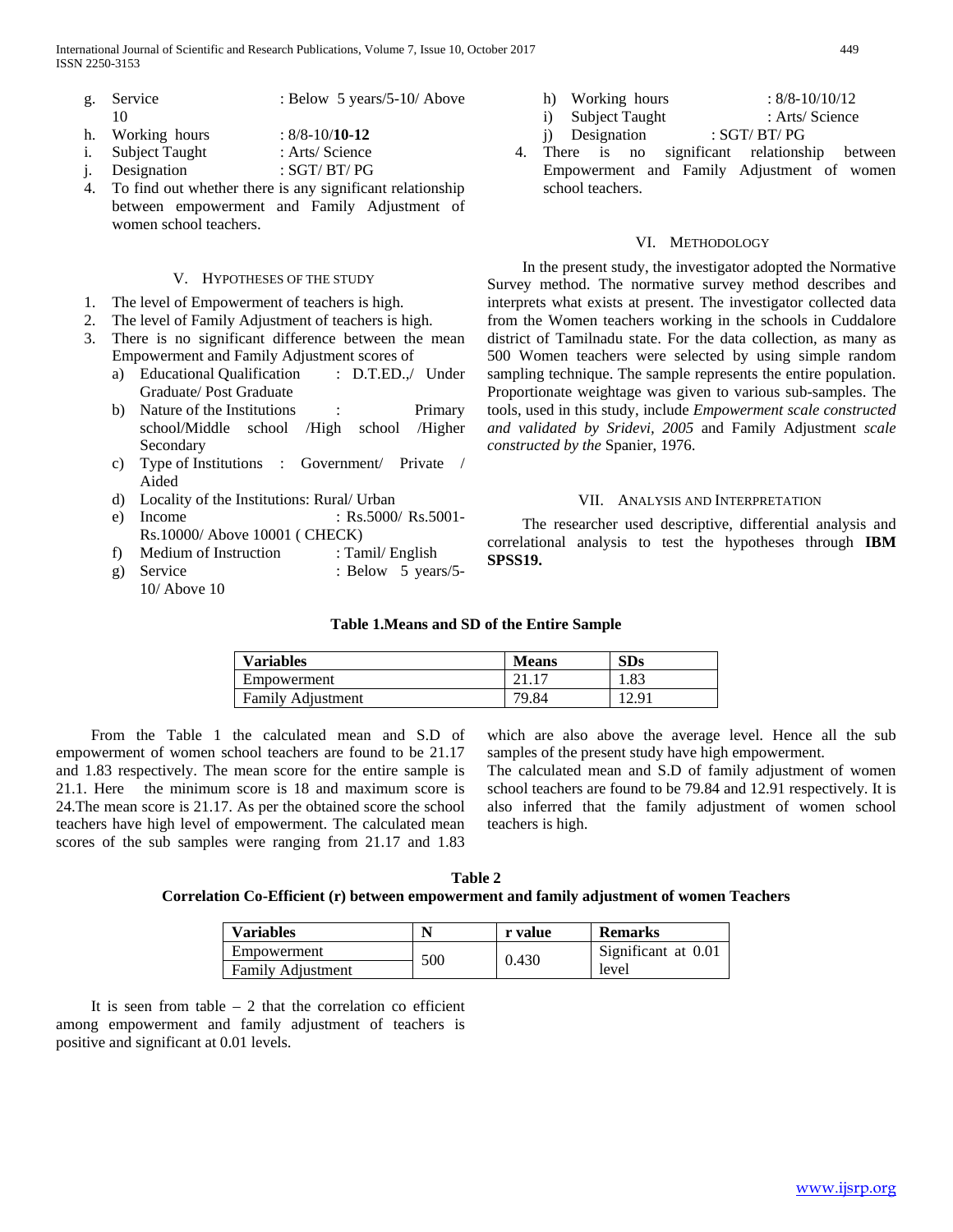g. Service : Below 5 years/5-10/ Above 10
h. Working hours : 8/8-10/**10-12**
i. Subject Taught : Arts/ Science
j. Designation : SGT/ BT/ PG

4. To find out whether there is any significant relationship between empowerment and Family Adjustment of women school teachers.

## V. Hypotheses of the Study

1. The level of Empowerment of teachers is high.
2. The level of Family Adjustment of teachers is high.
3. There is no significant difference between the mean Empowerment and Family Adjustment scores of
   a) Educational Qualification : D.T.ED.,/ Under Graduate/ Post Graduate
   b) Nature of the Institutions : Primary school/Middle school /High school /Higher Secondary
   c) Type of Institutions : Government/ Private / Aided
   d) Locality of the Institutions: Rural/ Urban
   e) Income : Rs.5000/ Rs.5001-Rs.10000/ Above 10001 ( CHECK)
   f) Medium of Instruction : Tamil/ English
   g) Service : Below 5 years/5-10/ Above 10
   h) Working hours : 8/8-10/10/12
   i) Subject Taught : Arts/ Science
   j) Designation : SGT/ BT/ PG
4. There is no significant relationship between Empowerment and Family Adjustment of women school teachers.

## VI. Methodology

In the present study, the investigator adopted the Normative Survey method. The normative survey method describes and interprets what exists at present. The investigator collected data from the Women teachers working in the schools in Cuddalore district of Tamilnadu state. For the data collection, as many as 500 Women teachers were selected by using simple random sampling technique. The sample represents the entire population. Proportionate weightage was given to various sub-samples. The tools, used in this study, include *Empowerment scale constructed and validated by Sridevi, 2005* and Family Adjustment *scale constructed by the* Spanier, 1976.

## VII. Analysis and Interpretation

The researcher used descriptive, differential analysis and correlational analysis to test the hypotheses through **IBM SPSS19.**

**Table 1.Means and SD of the Entire Sample**

| Variables | Means | SDs |
|---|---|---|
| Empowerment | 21.17 | 1.83 |
| Family Adjustment | 79.84 | 12.91 |

From the Table 1 the calculated mean and S.D of empowerment of women school teachers are found to be 21.17 and 1.83 respectively. The mean score for the entire sample is 21.1. Here the minimum score is 18 and maximum score is 24.The mean score is 21.17. As per the obtained score the school teachers have high level of empowerment. The calculated mean scores of the sub samples were ranging from 21.17 and 1.83 which are also above the average level. Hence all the sub samples of the present study have high empowerment.

The calculated mean and S.D of family adjustment of women school teachers are found to be 79.84 and 12.91 respectively. It is also inferred that the family adjustment of women school teachers is high.

**Table 2**
**Correlation Co-Efficient (r) between empowerment and family adjustment of women Teachers**

| Variables | N | r value | Remarks |
|---|---|---|---|
| Empowerment | 500 | 0.430 | Significant at 0.01 level |
| Family Adjustment | | | |

It is seen from table – 2 that the correlation co efficient among empowerment and family adjustment of teachers is positive and significant at 0.01 levels.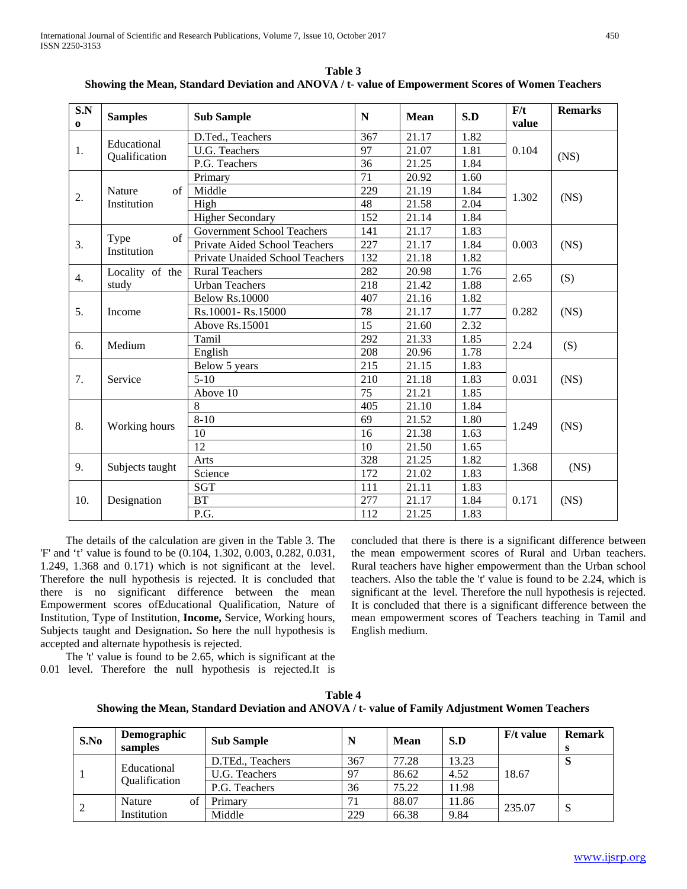**Table 3**
**Showing the Mean, Standard Deviation and ANOVA / t- value of Empowerment Scores of Women Teachers**

| S.No | Samples | Sub Sample | N | Mean | S.D | F/t value | Remarks |
|---|---|---|---|---|---|---|---|
| 1. | Educational Qualification | D.Ted., Teachers | 367 | 21.17 | 1.82 | 0.104 | (NS) |
| | | U.G. Teachers | 97 | 21.07 | 1.81 | | |
| | | P.G. Teachers | 36 | 21.25 | 1.84 | | |
| 2. | Nature of Institution | Primary | 71 | 20.92 | 1.60 | 1.302 | (NS) |
| | | Middle | 229 | 21.19 | 1.84 | | |
| | | High | 48 | 21.58 | 2.04 | | |
| | | Higher Secondary | 152 | 21.14 | 1.84 | | |
| 3. | Type of Institution | Government School Teachers | 141 | 21.17 | 1.83 | 0.003 | (NS) |
| | | Private Aided School Teachers | 227 | 21.17 | 1.84 | | |
| | | Private Unaided School Teachers | 132 | 21.18 | 1.82 | | |
| 4. | Locality of the study | Rural Teachers | 282 | 20.98 | 1.76 | 2.65 | (S) |
| | | Urban Teachers | 218 | 21.42 | 1.88 | | |
| 5. | Income | Below Rs.10000 | 407 | 21.16 | 1.82 | 0.282 | (NS) |
| | | Rs.10001- Rs.15000 | 78 | 21.17 | 1.77 | | |
| | | Above Rs.15001 | 15 | 21.60 | 2.32 | | |
| 6. | Medium | Tamil | 292 | 21.33 | 1.85 | 2.24 | (S) |
| | | English | 208 | 20.96 | 1.78 | | |
| 7. | Service | Below 5 years | 215 | 21.15 | 1.83 | 0.031 | (NS) |
| | | 5-10 | 210 | 21.18 | 1.83 | | |
| | | Above 10 | 75 | 21.21 | 1.85 | | |
| 8. | Working hours | 8 | 405 | 21.10 | 1.84 | 1.249 | (NS) |
| | | 8-10 | 69 | 21.52 | 1.80 | | |
| | | 10 | 16 | 21.38 | 1.63 | | |
| | | 12 | 10 | 21.50 | 1.65 | | |
| 9. | Subjects taught | Arts | 328 | 21.25 | 1.82 | 1.368 | (NS) |
| | | Science | 172 | 21.02 | 1.83 | | |
| 10. | Designation | SGT | 111 | 21.11 | 1.83 | 0.171 | (NS) |
| | | BT | 277 | 21.17 | 1.84 | | |
| | | P.G. | 112 | 21.25 | 1.83 | | |

The details of the calculation are given in the Table 3. The 'F' and 't' value is found to be (0.104, 1.302, 0.003, 0.282, 0.031, 1.249, 1.368 and 0.171) which is not significant at the level. Therefore the null hypothesis is rejected. It is concluded that there is no significant difference between the mean Empowerment scores ofEducational Qualification, Nature of Institution, Type of Institution, **Income,** Service, Working hours, Subjects taught and Designation**.** So here the null hypothesis is accepted and alternate hypothesis is rejected.

The 't' value is found to be 2.65, which is significant at the 0.01 level. Therefore the null hypothesis is rejected.It is concluded that there is there is a significant difference between the mean empowerment scores of Rural and Urban teachers. Rural teachers have higher empowerment than the Urban school teachers. Also the table the 't' value is found to be 2.24, which is significant at the level. Therefore the null hypothesis is rejected. It is concluded that there is a significant difference between the mean empowerment scores of Teachers teaching in Tamil and English medium.

**Table 4**
**Showing the Mean, Standard Deviation and ANOVA / t- value of Family Adjustment Women Teachers**

| S.No | Demographic samples | Sub Sample | N | Mean | S.D | F/t value | Remarks |
|---|---|---|---|---|---|---|---|
| 1 | Educational Qualification | D.TEd., Teachers | 367 | 77.28 | 13.23 | 18.67 | S |
| | | U.G. Teachers | 97 | 86.62 | 4.52 | | |
| | | P.G. Teachers | 36 | 75.22 | 11.98 | | |
| 2 | Nature of Institution | Primary | 71 | 88.07 | 11.86 | 235.07 | S |
| | | Middle | 229 | 66.38 | 9.84 | | |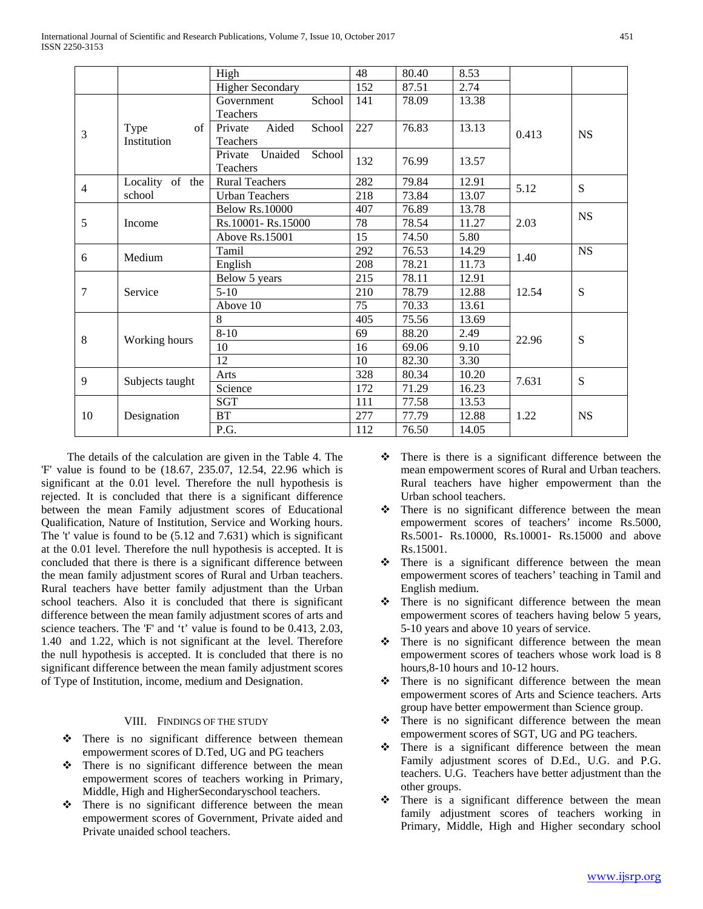|  |  | High | 48 | 80.40 | 8.53 |  |  |
|---|---|---|---|---|---|---|---|
|  |  | Higher Secondary | 152 | 87.51 | 2.74 |  |  |
| 3 | Type of Institution | Government School Teachers | 141 | 78.09 | 13.38 | 0.413 | NS |
|  |  | Private Aided School Teachers | 227 | 76.83 | 13.13 |  |  |
|  |  | Private Unaided School Teachers | 132 | 76.99 | 13.57 |  |  |
| 4 | Locality of the school | Rural Teachers | 282 | 79.84 | 12.91 | 5.12 | S |
|  |  | Urban Teachers | 218 | 73.84 | 13.07 |  |  |
| 5 | Income | Below Rs.10000 | 407 | 76.89 | 13.78 | 2.03 | NS |
|  |  | Rs.10001- Rs.15000 | 78 | 78.54 | 11.27 |  |  |
|  |  | Above Rs.15001 | 15 | 74.50 | 5.80 |  |  |
| 6 | Medium | Tamil | 292 | 76.53 | 14.29 | 1.40 | NS |
|  |  | English | 208 | 78.21 | 11.73 |  |  |
| 7 | Service | Below 5 years | 215 | 78.11 | 12.91 | 12.54 | S |
|  |  | 5-10 | 210 | 78.79 | 12.88 |  |  |
|  |  | Above 10 | 75 | 70.33 | 13.61 |  |  |
| 8 | Working hours | 8 | 405 | 75.56 | 13.69 | 22.96 | S |
|  |  | 8-10 | 69 | 88.20 | 2.49 |  |  |
|  |  | 10 | 16 | 69.06 | 9.10 |  |  |
|  |  | 12 | 10 | 82.30 | 3.30 |  |  |
| 9 | Subjects taught | Arts | 328 | 80.34 | 10.20 | 7.631 | S |
|  |  | Science | 172 | 71.29 | 16.23 |  |  |
| 10 | Designation | SGT | 111 | 77.58 | 13.53 | 1.22 | NS |
|  |  | BT | 277 | 77.79 | 12.88 |  |  |
|  |  | P.G. | 112 | 76.50 | 14.05 |  |  |

The details of the calculation are given in the Table 4. The 'F' value is found to be (18.67, 235.07, 12.54, 22.96 which is significant at the 0.01 level. Therefore the null hypothesis is rejected. It is concluded that there is a significant difference between the mean Family adjustment scores of Educational Qualification, Nature of Institution, Service and Working hours. The 't' value is found to be (5.12 and 7.631) which is significant at the 0.01 level. Therefore the null hypothesis is accepted. It is concluded that there is there is a significant difference between the mean family adjustment scores of Rural and Urban teachers. Rural teachers have better family adjustment than the Urban school teachers. Also it is concluded that there is significant difference between the mean family adjustment scores of arts and science teachers. The 'F' and 't' value is found to be 0.413, 2.03, 1.40 and 1.22, which is not significant at the level. Therefore the null hypothesis is accepted. It is concluded that there is no significant difference between the mean family adjustment scores of Type of Institution, income, medium and Designation.

## VIII. FINDINGS OF THE STUDY

- There is no significant difference between themean empowerment scores of D.Ted, UG and PG teachers
- There is no significant difference between the mean empowerment scores of teachers working in Primary, Middle, High and HigherSecondaryschool teachers.
- There is no significant difference between the mean empowerment scores of Government, Private aided and Private unaided school teachers.
- There is there is a significant difference between the mean empowerment scores of Rural and Urban teachers. Rural teachers have higher empowerment than the Urban school teachers.
- There is no significant difference between the mean empowerment scores of teachers' income Rs.5000, Rs.5001- Rs.10000, Rs.10001- Rs.15000 and above Rs.15001.
- There is a significant difference between the mean empowerment scores of teachers' teaching in Tamil and English medium.
- There is no significant difference between the mean empowerment scores of teachers having below 5 years, 5-10 years and above 10 years of service.
- There is no significant difference between the mean empowerment scores of teachers whose work load is 8 hours,8-10 hours and 10-12 hours.
- There is no significant difference between the mean empowerment scores of Arts and Science teachers. Arts group have better empowerment than Science group.
- There is no significant difference between the mean empowerment scores of SGT, UG and PG teachers.
- There is a significant difference between the mean Family adjustment scores of D.Ed., U.G. and P.G. teachers. U.G. Teachers have better adjustment than the other groups.
- There is a significant difference between the mean family adjustment scores of teachers working in Primary, Middle, High and Higher secondary school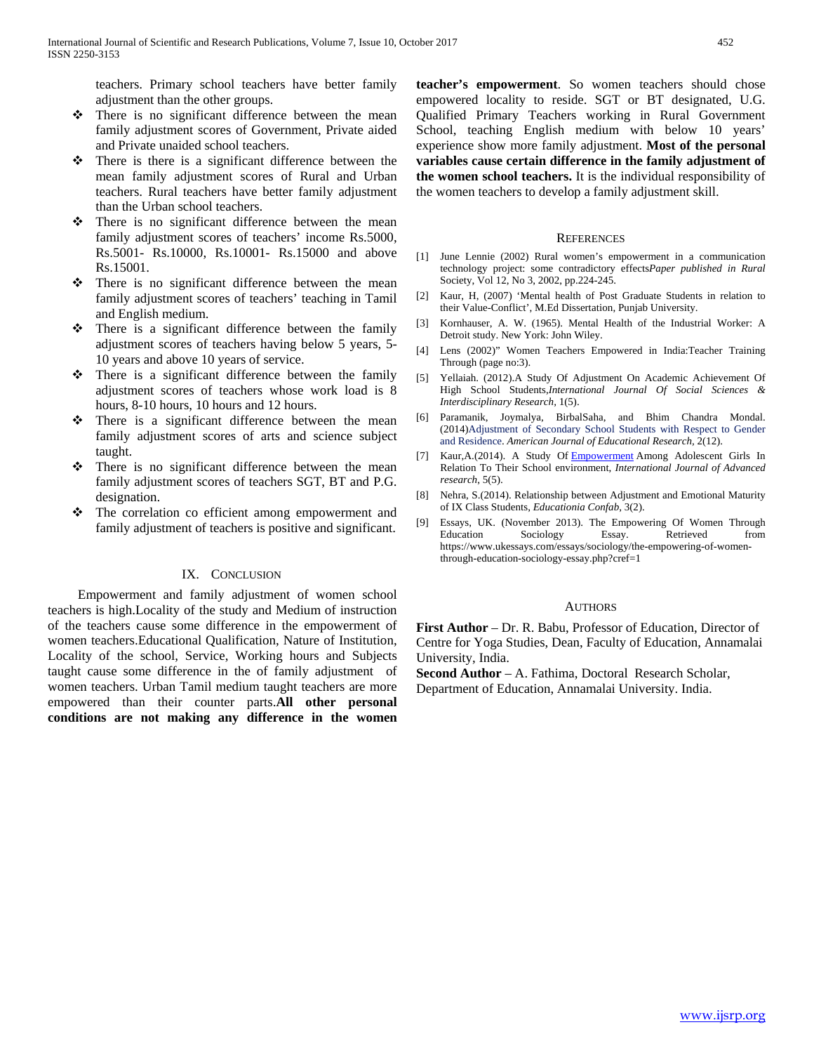teachers. Primary school teachers have better family adjustment than the other groups.

- There is no significant difference between the mean family adjustment scores of Government, Private aided and Private unaided school teachers.
- There is there is a significant difference between the mean family adjustment scores of Rural and Urban teachers. Rural teachers have better family adjustment than the Urban school teachers.
- There is no significant difference between the mean family adjustment scores of teachers' income Rs.5000, Rs.5001- Rs.10000, Rs.10001- Rs.15000 and above Rs.15001.
- There is no significant difference between the mean family adjustment scores of teachers' teaching in Tamil and English medium.
- There is a significant difference between the family adjustment scores of teachers having below 5 years, 5-10 years and above 10 years of service.
- There is a significant difference between the family adjustment scores of teachers whose work load is 8 hours, 8-10 hours, 10 hours and 12 hours.
- There is a significant difference between the mean family adjustment scores of arts and science subject taught.
- There is no significant difference between the mean family adjustment scores of teachers SGT, BT and P.G. designation.
- The correlation co efficient among empowerment and family adjustment of teachers is positive and significant.

## IX. Conclusion

Empowerment and family adjustment of women school teachers is high.Locality of the study and Medium of instruction of the teachers cause some difference in the empowerment of women teachers.Educational Qualification, Nature of Institution, Locality of the school, Service, Working hours and Subjects taught cause some difference in the of family adjustment of women teachers. Urban Tamil medium taught teachers are more empowered than their counter parts.**All other personal conditions are not making any difference in the women teacher's empowerment**. So women teachers should chose empowered locality to reside. SGT or BT designated, U.G. Qualified Primary Teachers working in Rural Government School, teaching English medium with below 10 years' experience show more family adjustment. **Most of the personal variables cause certain difference in the family adjustment of the women school teachers.** It is the individual responsibility of the women teachers to develop a family adjustment skill.

## References

[1] June Lennie (2002) Rural women's empowerment in a communication technology project: some contradictory effects*Paper published in Rural* Society, Vol 12, No 3, 2002, pp.224-245.

[2] Kaur, H, (2007) 'Mental health of Post Graduate Students in relation to their Value-Conflict', M.Ed Dissertation, Punjab University.

[3] Kornhauser, A. W. (1965). Mental Health of the Industrial Worker: A Detroit study. New York: John Wiley.

[4] Lens (2002)" Women Teachers Empowered in India:Teacher Training Through (page no:3).

[5] Yellaiah. (2012).A Study Of Adjustment On Academic Achievement Of High School Students,*International Journal Of Social Sciences & Interdisciplinary Research*, 1(5).

[6] Paramanik, Joymalya, BirbalSaha, and Bhim Chandra Mondal. (2014)Adjustment of Secondary School Students with Respect to Gender and Residence. *American Journal of Educational Research*, 2(12).

[7] Kaur,A.(2014). A Study Of Empowerment Among Adolescent Girls In Relation To Their School environment, *International Journal of Advanced research*, 5(5).

[8] Nehra, S.(2014). Relationship between Adjustment and Emotional Maturity of IX Class Students, *Educationia Confab*, 3(2).

[9] Essays, UK. (November 2013). The Empowering Of Women Through Education Sociology Essay. Retrieved from https://www.ukessays.com/essays/sociology/the-empowering-of-women-through-education-sociology-essay.php?cref=1

## Authors

**First Author** – Dr. R. Babu, Professor of Education, Director of Centre for Yoga Studies, Dean, Faculty of Education, Annamalai University, India.

**Second Author** – A. Fathima, Doctoral Research Scholar, Department of Education, Annamalai University. India.